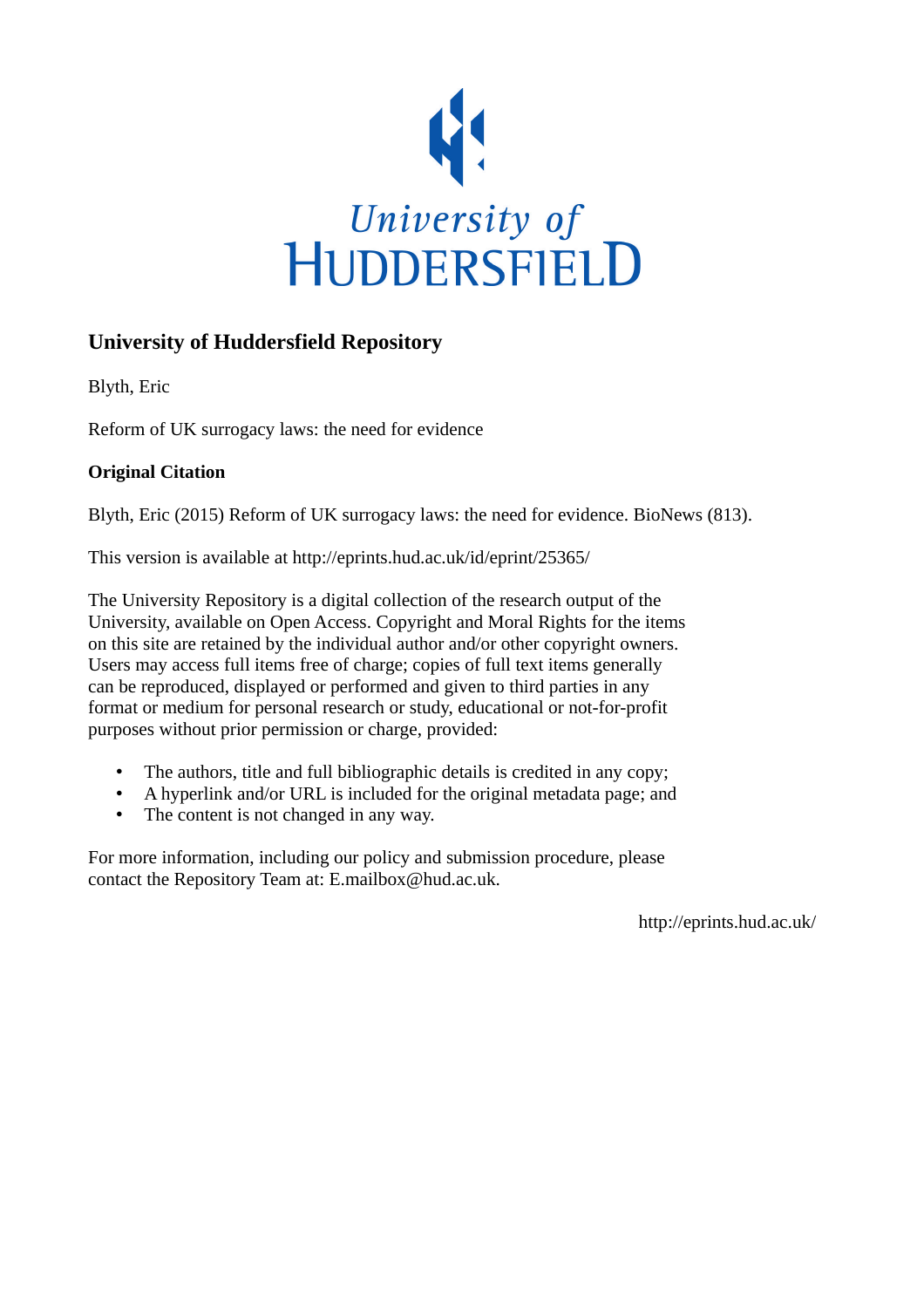University of HUDDERSFIELD

## University of Huddersfield Repository

Blyth, Eric

Reform of UK surrogacy laws: the need for evidence

### Original Citation

Blyth, Eric (2015) Reform of UK surrogacy laws: the need for evidence. BioNews (813).

This version is available at http://eprints.hud.ac.uk/id/eprint/25365/

The University Repository is a digital collection of the research output of the University, available on Open Access. Copyright and Moral Rights for the items on this site are retained by the individual author and/or other copyright owners. Users may access full items free of charge; copies of full text items generally can be reproduced, displayed or performed and given to third parties in any format or medium for personal research or study, educational or not-for-profit purposes without prior permission or charge, provided:

- The authors, title and full bibliographic details is credited in any copy;
- A hyperlink and/or URL is included for the original metadata page; and
- The content is not changed in any way.

For more information, including our policy and submission procedure, please contact the Repository Team at: E.mailbox@hud.ac.uk.

http://eprints.hud.ac.uk/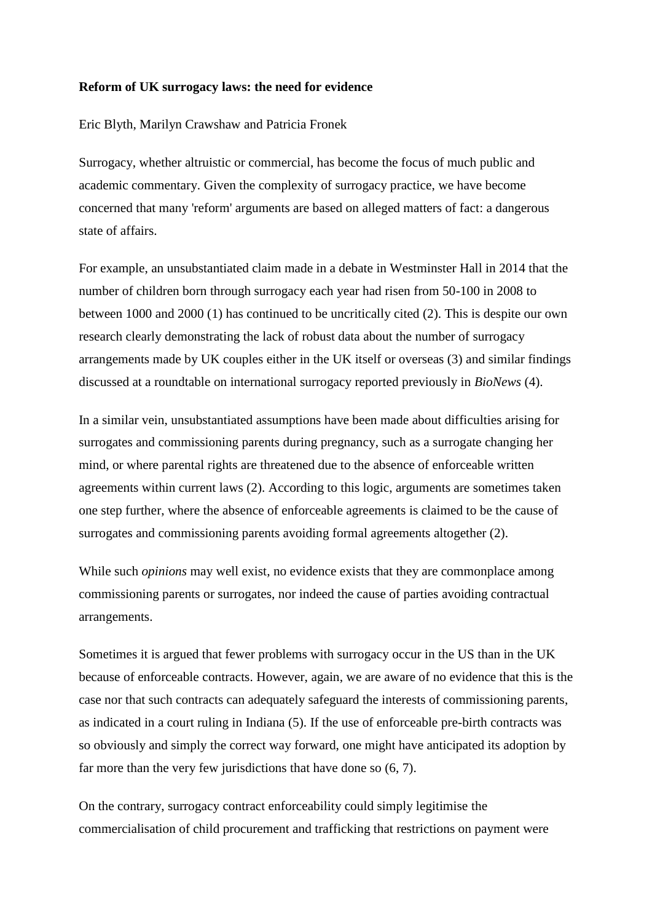**Reform of UK surrogacy laws: the need for evidence**

Eric Blyth, Marilyn Crawshaw and Patricia Fronek

Surrogacy, whether altruistic or commercial, has become the focus of much public and academic commentary. Given the complexity of surrogacy practice, we have become concerned that many 'reform' arguments are based on alleged matters of fact: a dangerous state of affairs.

For example, an unsubstantiated claim made in a debate in Westminster Hall in 2014 that the number of children born through surrogacy each year had risen from 50-100 in 2008 to between 1000 and 2000 (1) has continued to be uncritically cited (2). This is despite our own research clearly demonstrating the lack of robust data about the number of surrogacy arrangements made by UK couples either in the UK itself or overseas (3) and similar findings discussed at a roundtable on international surrogacy reported previously in *BioNews* (4).

In a similar vein, unsubstantiated assumptions have been made about difficulties arising for surrogates and commissioning parents during pregnancy, such as a surrogate changing her mind, or where parental rights are threatened due to the absence of enforceable written agreements within current laws (2). According to this logic, arguments are sometimes taken one step further, where the absence of enforceable agreements is claimed to be the cause of surrogates and commissioning parents avoiding formal agreements altogether (2).

While such *opinions* may well exist, no evidence exists that they are commonplace among commissioning parents or surrogates, nor indeed the cause of parties avoiding contractual arrangements.

Sometimes it is argued that fewer problems with surrogacy occur in the US than in the UK because of enforceable contracts. However, again, we are aware of no evidence that this is the case nor that such contracts can adequately safeguard the interests of commissioning parents, as indicated in a court ruling in Indiana (5). If the use of enforceable pre-birth contracts was so obviously and simply the correct way forward, one might have anticipated its adoption by far more than the very few jurisdictions that have done so (6, 7).

On the contrary, surrogacy contract enforceability could simply legitimise the commercialisation of child procurement and trafficking that restrictions on payment were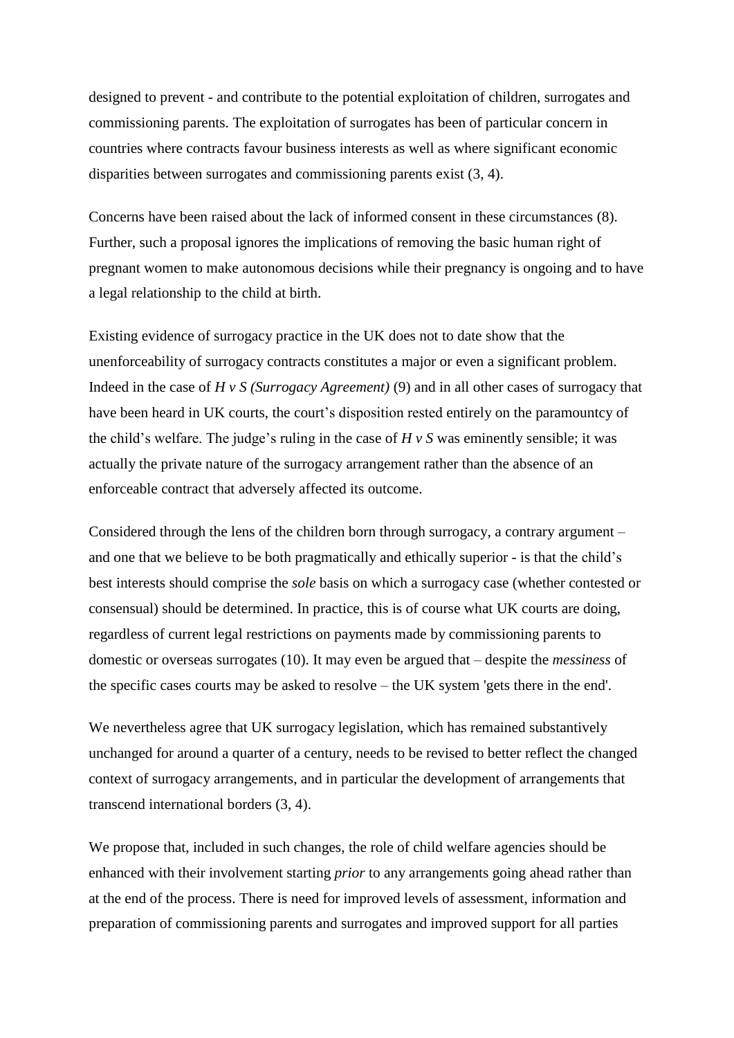designed to prevent - and contribute to the potential exploitation of children, surrogates and commissioning parents. The exploitation of surrogates has been of particular concern in countries where contracts favour business interests as well as where significant economic disparities between surrogates and commissioning parents exist (3, 4).

Concerns have been raised about the lack of informed consent in these circumstances (8). Further, such a proposal ignores the implications of removing the basic human right of pregnant women to make autonomous decisions while their pregnancy is ongoing and to have a legal relationship to the child at birth.

Existing evidence of surrogacy practice in the UK does not to date show that the unenforceability of surrogacy contracts constitutes a major or even a significant problem. Indeed in the case of *H v S (Surrogacy Agreement)* (9) and in all other cases of surrogacy that have been heard in UK courts, the court's disposition rested entirely on the paramountcy of the child's welfare. The judge's ruling in the case of *H v S* was eminently sensible; it was actually the private nature of the surrogacy arrangement rather than the absence of an enforceable contract that adversely affected its outcome.

Considered through the lens of the children born through surrogacy, a contrary argument – and one that we believe to be both pragmatically and ethically superior - is that the child's best interests should comprise the *sole* basis on which a surrogacy case (whether contested or consensual) should be determined. In practice, this is of course what UK courts are doing, regardless of current legal restrictions on payments made by commissioning parents to domestic or overseas surrogates (10). It may even be argued that – despite the *messiness* of the specific cases courts may be asked to resolve – the UK system 'gets there in the end'.

We nevertheless agree that UK surrogacy legislation, which has remained substantively unchanged for around a quarter of a century, needs to be revised to better reflect the changed context of surrogacy arrangements, and in particular the development of arrangements that transcend international borders (3, 4).

We propose that, included in such changes, the role of child welfare agencies should be enhanced with their involvement starting *prior* to any arrangements going ahead rather than at the end of the process. There is need for improved levels of assessment, information and preparation of commissioning parents and surrogates and improved support for all parties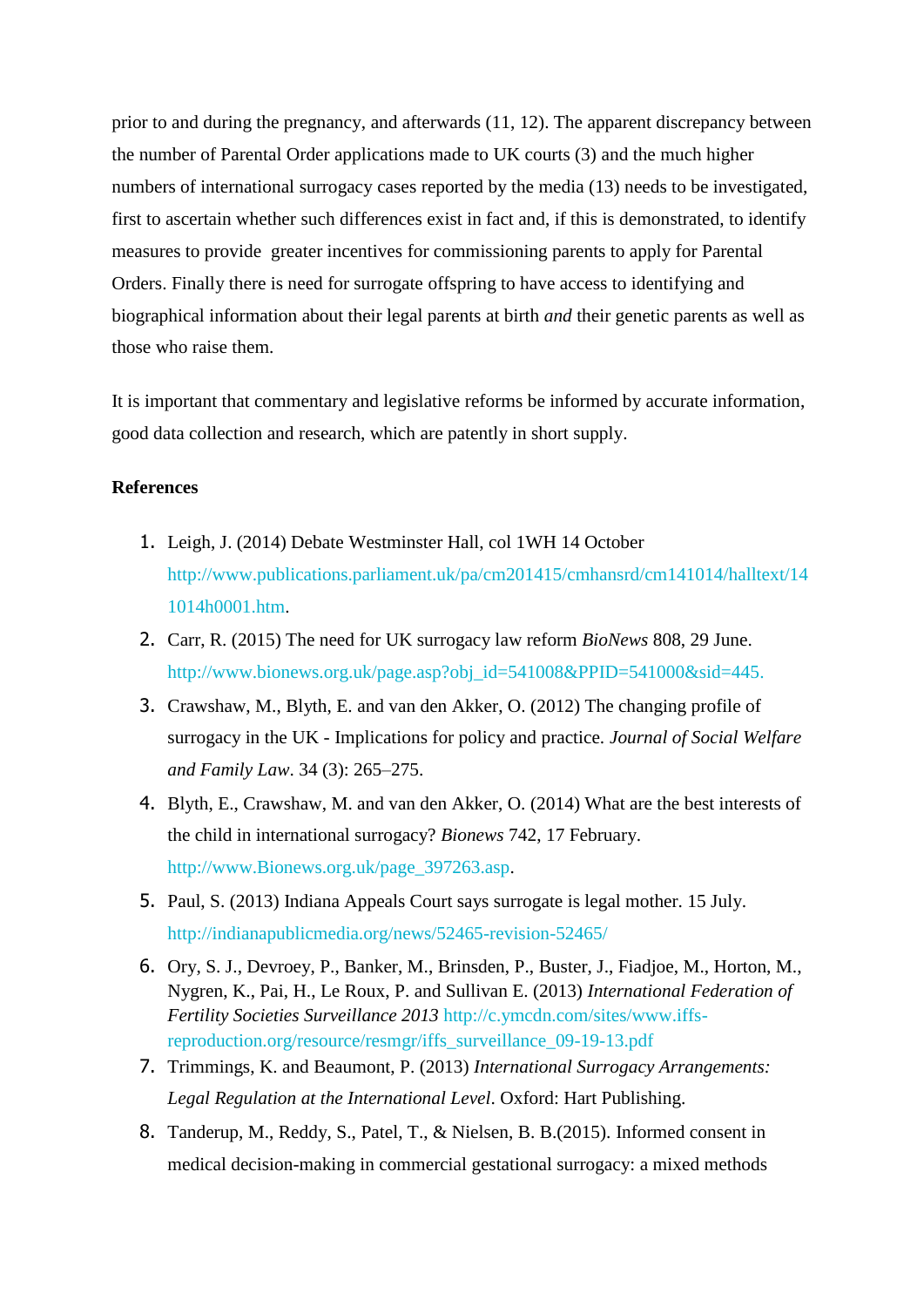prior to and during the pregnancy, and afterwards (11, 12). The apparent discrepancy between the number of Parental Order applications made to UK courts (3) and the much higher numbers of international surrogacy cases reported by the media (13) needs to be investigated, first to ascertain whether such differences exist in fact and, if this is demonstrated, to identify measures to provide greater incentives for commissioning parents to apply for Parental Orders. Finally there is need for surrogate offspring to have access to identifying and biographical information about their legal parents at birth *and* their genetic parents as well as those who raise them.

It is important that commentary and legislative reforms be informed by accurate information, good data collection and research, which are patently in short supply.

**References**

1. Leigh, J. (2014) Debate Westminster Hall, col 1WH 14 October http://www.publications.parliament.uk/pa/cm201415/cmhansrd/cm141014/halltext/141014h0001.htm.
2. Carr, R. (2015) The need for UK surrogacy law reform *BioNews* 808, 29 June. http://www.bionews.org.uk/page.asp?obj_id=541008&PPID=541000&sid=445.
3. Crawshaw, M., Blyth, E. and van den Akker, O. (2012) The changing profile of surrogacy in the UK - Implications for policy and practice. *Journal of Social Welfare and Family Law*. 34 (3): 265–275.
4. Blyth, E., Crawshaw, M. and van den Akker, O. (2014) What are the best interests of the child in international surrogacy? *Bionews* 742, 17 February. http://www.Bionews.org.uk/page_397263.asp.
5. Paul, S. (2013) Indiana Appeals Court says surrogate is legal mother. 15 July. http://indianapublicmedia.org/news/52465-revision-52465/
6. Ory, S. J., Devroey, P., Banker, M., Brinsden, P., Buster, J., Fiadjoe, M., Horton, M., Nygren, K., Pai, H., Le Roux, P. and Sullivan E. (2013) *International Federation of Fertility Societies Surveillance 2013* http://c.ymcdn.com/sites/www.iffs-reproduction.org/resource/resmgr/iffs_surveillance_09-19-13.pdf
7. Trimmings, K. and Beaumont, P. (2013) *International Surrogacy Arrangements: Legal Regulation at the International Level*. Oxford: Hart Publishing.
8. Tanderup, M., Reddy, S., Patel, T., & Nielsen, B. B.(2015). Informed consent in medical decision-making in commercial gestational surrogacy: a mixed methods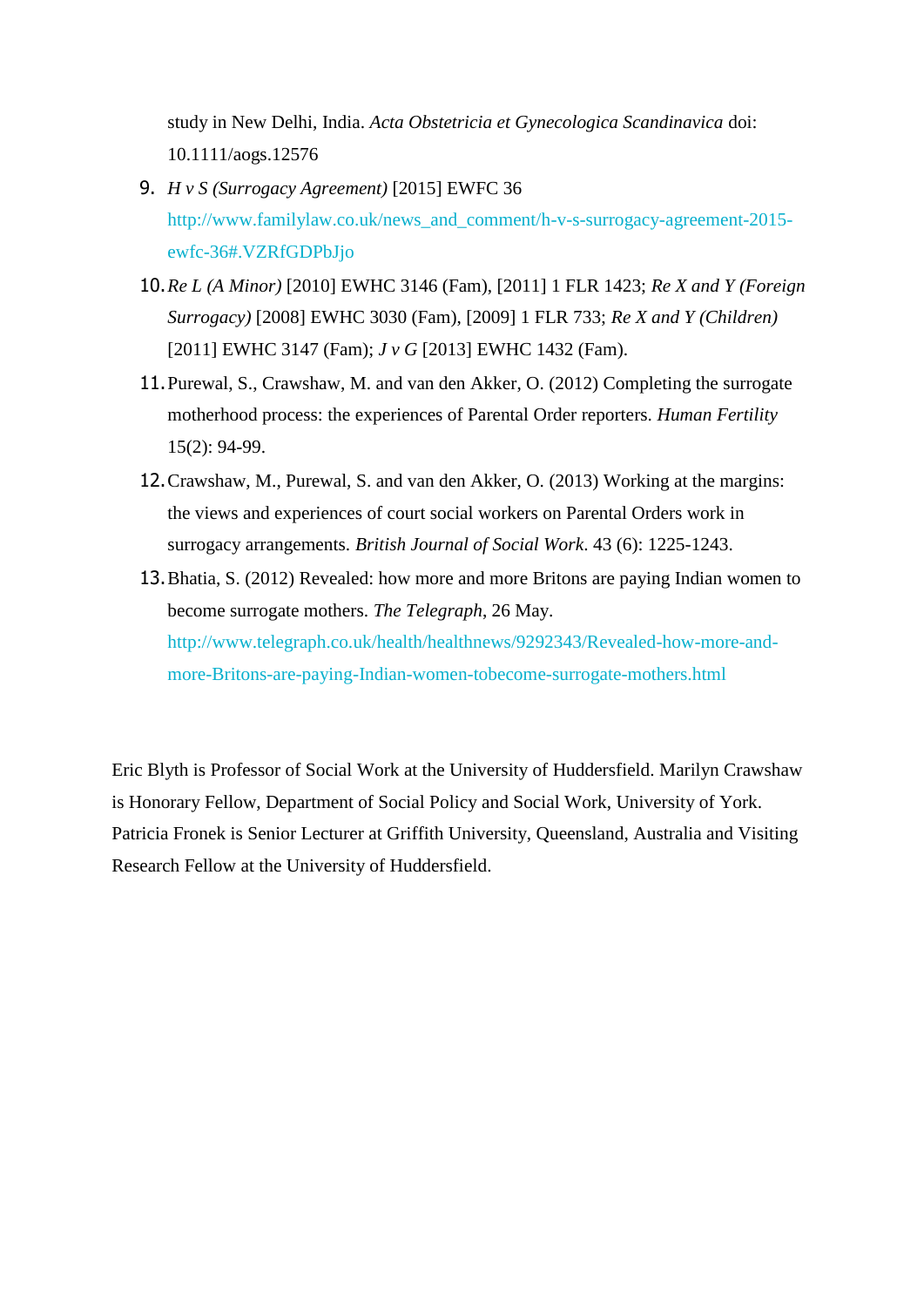study in New Delhi, India. *Acta Obstetricia et Gynecologica Scandinavica* doi: 10.1111/aogs.12576

9. *H v S (Surrogacy Agreement)* [2015] EWFC 36 http://www.familylaw.co.uk/news_and_comment/h-v-s-surrogacy-agreement-2015-ewfc-36#.VZRfGDPbJjo
10. *Re L (A Minor)* [2010] EWHC 3146 (Fam), [2011] 1 FLR 1423; *Re X and Y (Foreign Surrogacy)* [2008] EWHC 3030 (Fam), [2009] 1 FLR 733; *Re X and Y (Children)* [2011] EWHC 3147 (Fam); *J v G* [2013] EWHC 1432 (Fam).
11. Purewal, S., Crawshaw, M. and van den Akker, O. (2012) Completing the surrogate motherhood process: the experiences of Parental Order reporters. *Human Fertility* 15(2): 94-99.
12. Crawshaw, M., Purewal, S. and van den Akker, O. (2013) Working at the margins: the views and experiences of court social workers on Parental Orders work in surrogacy arrangements. *British Journal of Social Work*. 43 (6): 1225-1243.
13. Bhatia, S. (2012) Revealed: how more and more Britons are paying Indian women to become surrogate mothers. *The Telegraph*, 26 May. http://www.telegraph.co.uk/health/healthnews/9292343/Revealed-how-more-and-more-Britons-are-paying-Indian-women-tobecome-surrogate-mothers.html

Eric Blyth is Professor of Social Work at the University of Huddersfield. Marilyn Crawshaw is Honorary Fellow, Department of Social Policy and Social Work, University of York. Patricia Fronek is Senior Lecturer at Griffith University, Queensland, Australia and Visiting Research Fellow at the University of Huddersfield.